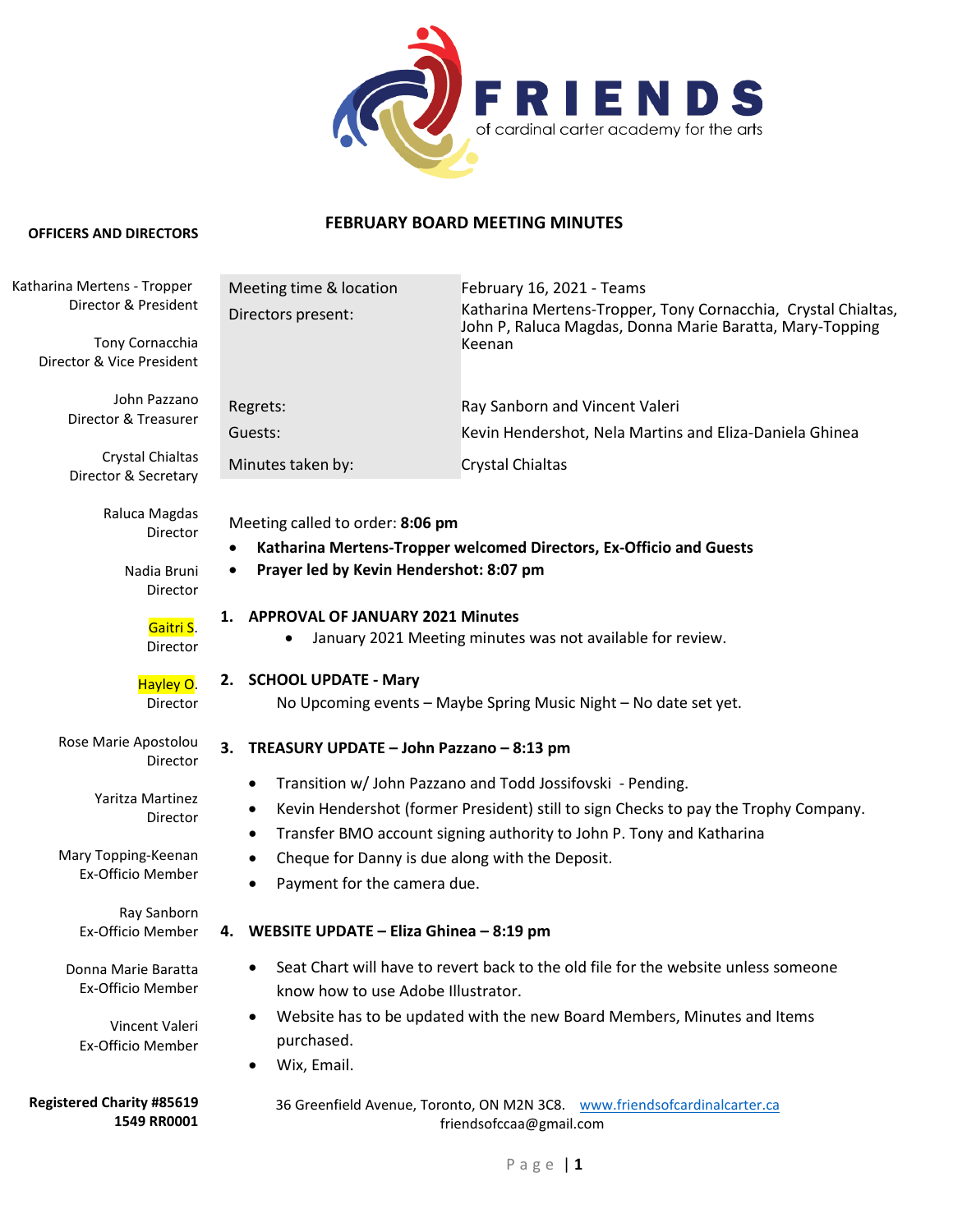FRIENDS of cardinal carter academy for the arts

# FEBRUARY BOARD MEETING MINUTES

**OFFICERS AND DIRECTORS**

Katharina Mertens - Tropper
Director & President

Tony Cornacchia
Director & Vice President

John Pazzano
Director & Treasurer

Crystal Chialtas
Director & Secretary

Raluca Magdas
Director

Nadia Bruni
Director

Gaitri S.
Director

Hayley O.
Director

Rose Marie Apostolou
Director

Yaritza Martinez
Director

Mary Topping-Keenan
Ex-Officio Member

Ray Sanborn
Ex-Officio Member

Donna Marie Baratta
Ex-Officio Member

Vincent Valeri
Ex-Officio Member

**Registered Charity #85619 1549 RR0001**

| | |
|---|---|
| Meeting time & location | February 16, 2021 - Teams |
| Directors present: | Katharina Mertens-Tropper, Tony Cornacchia, Crystal Chialtas, John P, Raluca Magdas, Donna Marie Baratta, Mary-Topping Keenan |
| Regrets: | Ray Sanborn and Vincent Valeri |
| Guests: | Kevin Hendershot, Nela Martins and Eliza-Daniela Ghinea |
| Minutes taken by: | Crystal Chialtas |

Meeting called to order: **8:06 pm**

- **Katharina Mertens-Tropper welcomed Directors, Ex-Officio and Guests**
- **Prayer led by Kevin Hendershot: 8:07 pm**

## 1. APPROVAL OF JANUARY 2021 Minutes

- January 2021 Meeting minutes was not available for review.

## 2. SCHOOL UPDATE - Mary

No Upcoming events – Maybe Spring Music Night – No date set yet.

## 3. TREASURY UPDATE – John Pazzano – 8:13 pm

- Transition w/ John Pazzano and Todd Jossifovski - Pending.
- Kevin Hendershot (former President) still to sign Checks to pay the Trophy Company.
- Transfer BMO account signing authority to John P. Tony and Katharina
- Cheque for Danny is due along with the Deposit.
- Payment for the camera due.

## 4. WEBSITE UPDATE – Eliza Ghinea – 8:19 pm

- Seat Chart will have to revert back to the old file for the website unless someone know how to use Adobe Illustrator.
- Website has to be updated with the new Board Members, Minutes and Items purchased.
- Wix, Email.

36 Greenfield Avenue, Toronto, ON M2N 3C8. www.friendsofcardinalcarter.ca
friendsofccaa@gmail.com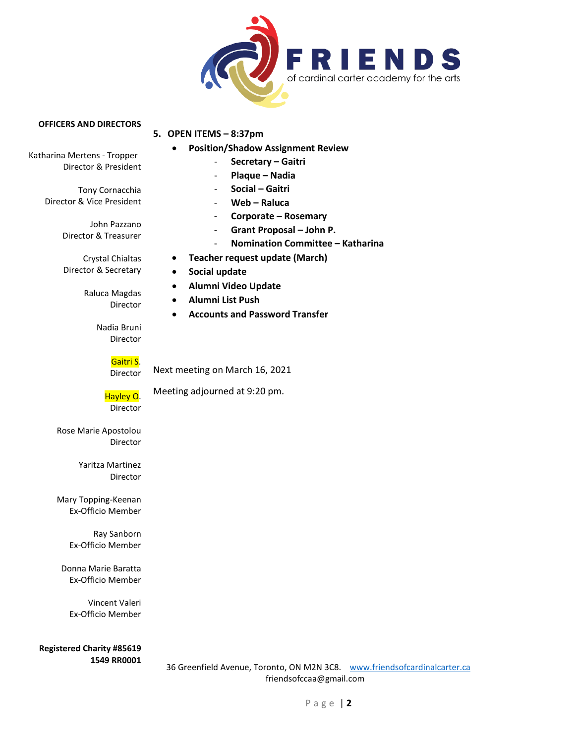**FRIENDS**
of cardinal carter academy for the arts

**OFFICERS AND DIRECTORS**

Katharina Mertens - Tropper
Director & President

Tony Cornacchia
Director & Vice President

John Pazzano
Director & Treasurer

Crystal Chialtas
Director & Secretary

Raluca Magdas
Director

Nadia Bruni
Director

Gaitri S.
Director

Hayley O.
Director

Rose Marie Apostolou
Director

Yaritza Martinez
Director

Mary Topping-Keenan
Ex-Officio Member

Ray Sanborn
Ex-Officio Member

Donna Marie Baratta
Ex-Officio Member

Vincent Valeri
Ex-Officio Member

**Registered Charity #85619 1549 RR0001**

5. **OPEN ITEMS – 8:37pm**
   - **Position/Shadow Assignment Review**
     - **Secretary – Gaitri**
     - **Plaque – Nadia**
     - **Social – Gaitri**
     - **Web – Raluca**
     - **Corporate – Rosemary**
     - **Grant Proposal – John P.**
     - **Nomination Committee – Katharina**
   - **Teacher request update (March)**
   - **Social update**
   - **Alumni Video Update**
   - **Alumni List Push**
   - **Accounts and Password Transfer**

Next meeting on March 16, 2021

Meeting adjourned at 9:20 pm.

36 Greenfield Avenue, Toronto, ON M2N 3C8. www.friendsofcardinalcarter.ca
friendsofccaa@gmail.com